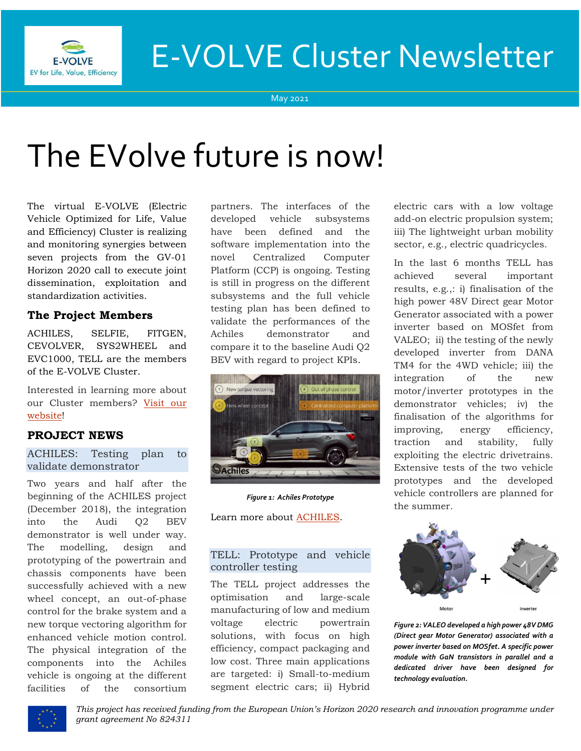# E-VOLVE Cluster Newsletter

May 2021

# The EVolve future is now!

The virtual E-VOLVE (Electric Vehicle Optimized for Life, Value and Efficiency) Cluster is realizing and monitoring synergies between seven projects from the GV-01 Horizon 2020 call to execute joint dissemination, exploitation and standardization activities.

## The Project Members

ACHILES, SELFIE, FITGEN, CEVOLVER, SYS2WHEEL and EVC1000, TELL are the members of the E-VOLVE Cluster.

Interested in learning more about our Cluster members? Visit our website!

## PROJECT NEWS

### ACHILES: Testing plan to validate demonstrator

Two years and half after the beginning of the ACHILES project (December 2018), the integration into the Audi Q2 BEV demonstrator is well under way. The modelling, design and prototyping of the powertrain and chassis components have been successfully achieved with a new wheel concept, an out-of-phase control for the brake system and a new torque vectoring algorithm for enhanced vehicle motion control. The physical integration of the components into the Achiles vehicle is ongoing at the different facilities of the consortium partners. The interfaces of the developed vehicle subsystems have been defined and the software implementation into the novel Centralized Computer Platform (CCP) is ongoing. Testing is still in progress on the different subsystems and the full vehicle testing plan has been defined to validate the performances of the Achiles demonstrator and compare it to the baseline Audi Q2 BEV with regard to project KPIs.

*Figure 1: Achiles Prototype*

Learn more about ACHILES.

### TELL: Prototype and vehicle controller testing

The TELL project addresses the optimisation and large-scale manufacturing of low and medium voltage electric powertrain solutions, with focus on high efficiency, compact packaging and low cost. Three main applications are targeted: i) Small-to-medium segment electric cars; ii) Hybrid electric cars with a low voltage add-on electric propulsion system; iii) The lightweight urban mobility sector, e.g., electric quadricycles.

In the last 6 months TELL has achieved several important results, e.g.,: i) finalisation of the high power 48V Direct gear Motor Generator associated with a power inverter based on MOSfet from VALEO; ii) the testing of the newly developed inverter from DANA TM4 for the 4WD vehicle; iii) the integration of the new motor/inverter prototypes in the demonstrator vehicles; iv) the finalisation of the algorithms for improving, energy efficiency, traction and stability, fully exploiting the electric drivetrains. Extensive tests of the two vehicle prototypes and the developed vehicle controllers are planned for the summer.

*Figure 2: VALEO developed a high power 48V DMG (Direct gear Motor Generator) associated with a power inverter based on MOSfet. A specific power module with GaN transistors in parallel and a dedicated driver have been designed for technology evaluation.*

*This project has received funding from the European Union's Horizon 2020 research and innovation programme under grant agreement No 824311*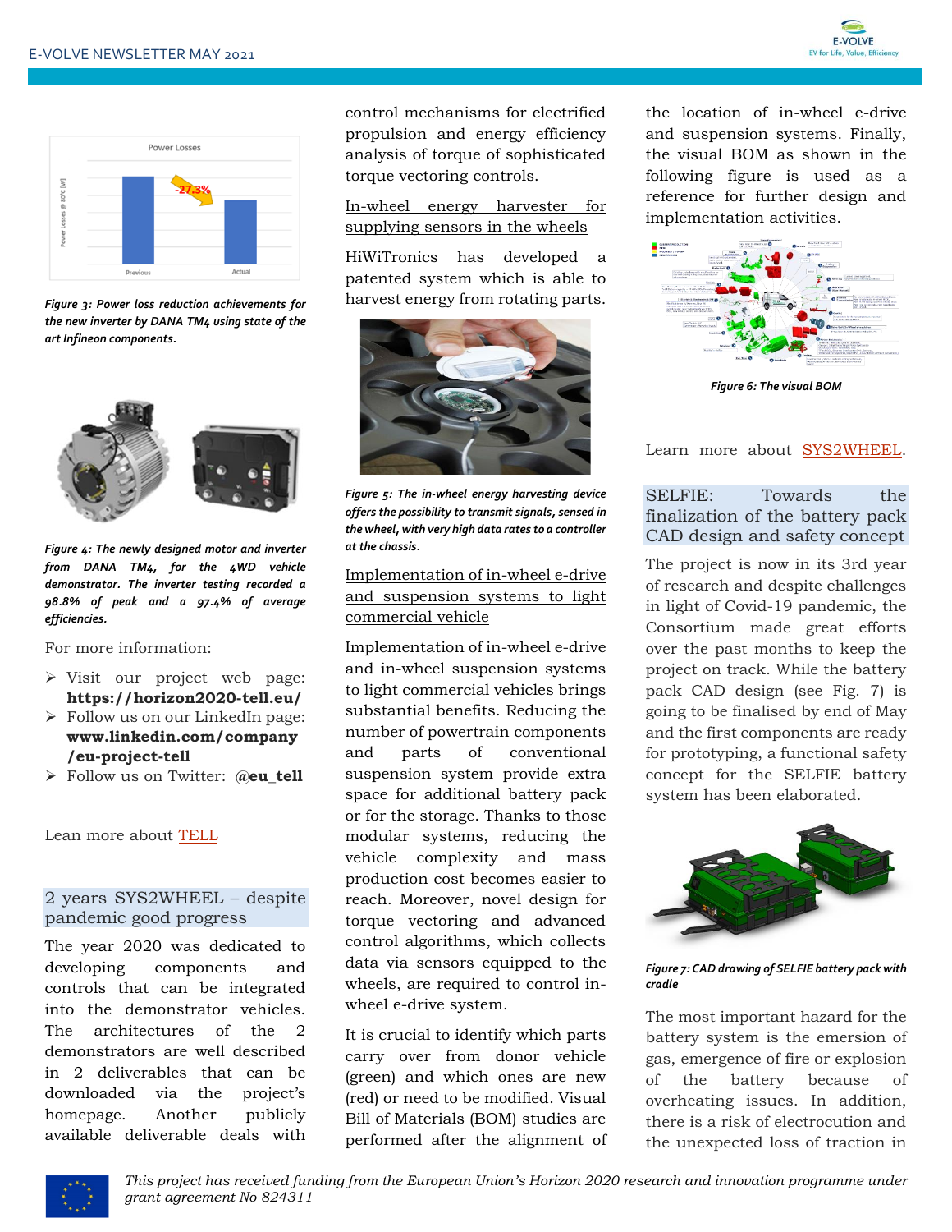*Figure 3: Power loss reduction achievements for the new inverter by DANA TM4 using state of the art Infineon components.*

*Figure 4: The newly designed motor and inverter from DANA TM4, for the 4WD vehicle demonstrator. The inverter testing recorded a 98.8% of peak and a 97.4% of average efficiencies.*

For more information:

- Visit our project web page: **https://horizon2020-tell.eu/**
- Follow us on our LinkedIn page: **www.linkedin.com/company/eu-project-tell**
- Follow us on Twitter: **@eu_tell**

Lean more about TELL

## 2 years SYS2WHEEL – despite pandemic good progress

The year 2020 was dedicated to developing components and controls that can be integrated into the demonstrator vehicles. The architectures of the 2 demonstrators are well described in 2 deliverables that can be downloaded via the project's homepage. Another publicly available deliverable deals with control mechanisms for electrified propulsion and energy efficiency analysis of torque of sophisticated torque vectoring controls.

### In-wheel energy harvester for supplying sensors in the wheels

HiWiTronics has developed a patented system which is able to harvest energy from rotating parts.

*Figure 5: The in-wheel energy harvesting device offers the possibility to transmit signals, sensed in the wheel, with very high data rates to a controller at the chassis.*

### Implementation of in-wheel e-drive and suspension systems to light commercial vehicle

Implementation of in-wheel e-drive and in-wheel suspension systems to light commercial vehicles brings substantial benefits. Reducing the number of powertrain components and parts of conventional suspension system provide extra space for additional battery pack or for the storage. Thanks to those modular systems, reducing the vehicle complexity and mass production cost becomes easier to reach. Moreover, novel design for torque vectoring and advanced control algorithms, which collects data via sensors equipped to the wheels, are required to control in-wheel e-drive system.

It is crucial to identify which parts carry over from donor vehicle (green) and which ones are new (red) or need to be modified. Visual Bill of Materials (BOM) studies are performed after the alignment of the location of in-wheel e-drive and suspension systems. Finally, the visual BOM as shown in the following figure is used as a reference for further design and implementation activities.

*Figure 6: The visual BOM*

Learn more about SYS2WHEEL.

## SELFIE: Towards the finalization of the battery pack CAD design and safety concept

The project is now in its 3rd year of research and despite challenges in light of Covid-19 pandemic, the Consortium made great efforts over the past months to keep the project on track. While the battery pack CAD design (see Fig. 7) is going to be finalised by end of May and the first components are ready for prototyping, a functional safety concept for the SELFIE battery system has been elaborated.

*Figure 7: CAD drawing of SELFIE battery pack with cradle*

The most important hazard for the battery system is the emersion of gas, emergence of fire or explosion of the battery because of overheating issues. In addition, there is a risk of electrocution and the unexpected loss of traction in

*This project has received funding from the European Union's Horizon 2020 research and innovation programme under grant agreement No 824311*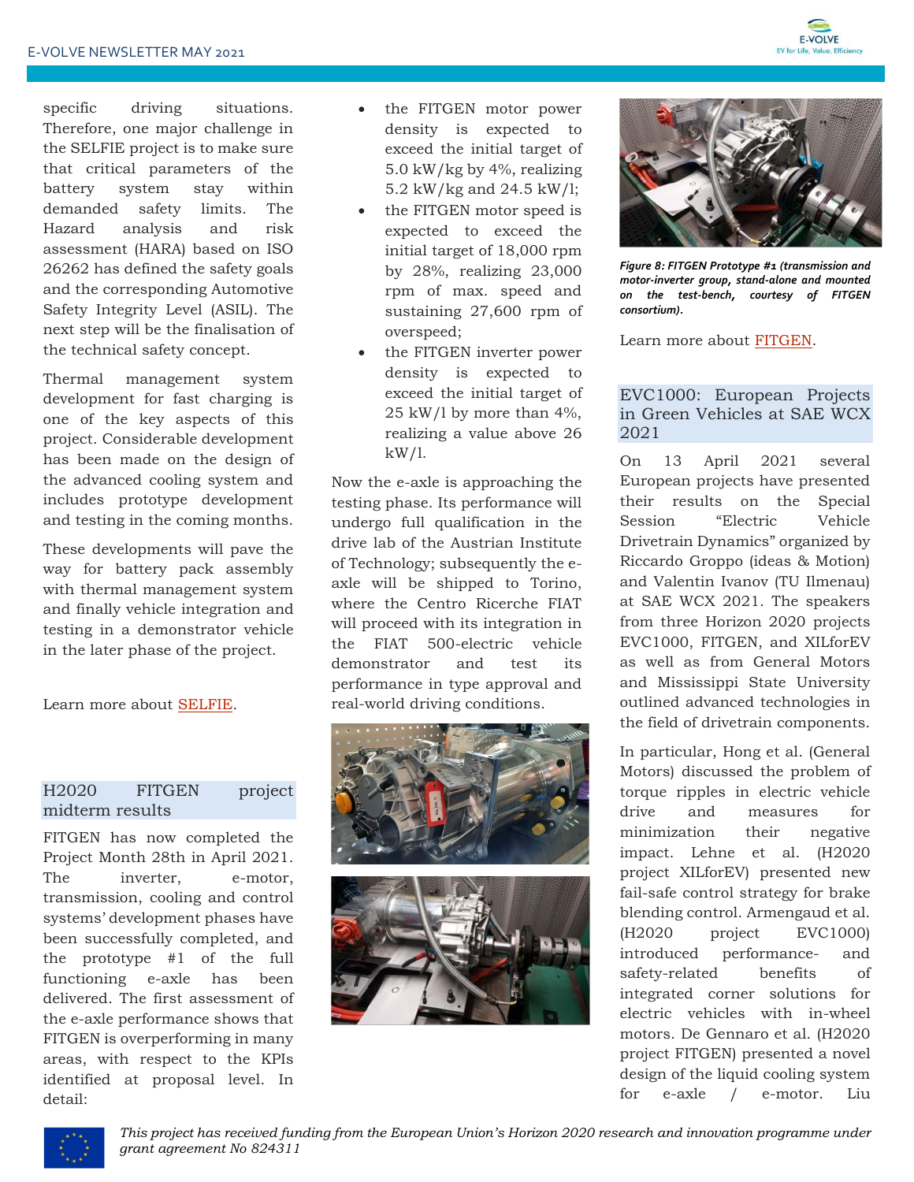specific driving situations. Therefore, one major challenge in the SELFIE project is to make sure that critical parameters of the battery system stay within demanded safety limits. The Hazard analysis and risk assessment (HARA) based on ISO 26262 has defined the safety goals and the corresponding Automotive Safety Integrity Level (ASIL). The next step will be the finalisation of the technical safety concept.

Thermal management system development for fast charging is one of the key aspects of this project. Considerable development has been made on the design of the advanced cooling system and includes prototype development and testing in the coming months.

These developments will pave the way for battery pack assembly with thermal management system and finally vehicle integration and testing in a demonstrator vehicle in the later phase of the project.

Learn more about SELFIE.

## H2020 FITGEN project midterm results

FITGEN has now completed the Project Month 28th in April 2021. The inverter, e-motor, transmission, cooling and control systems' development phases have been successfully completed, and the prototype #1 of the full functioning e-axle has been delivered. The first assessment of the e-axle performance shows that FITGEN is overperforming in many areas, with respect to the KPIs identified at proposal level. In detail:

- the FITGEN motor power density is expected to exceed the initial target of 5.0 kW/kg by 4%, realizing 5.2 kW/kg and 24.5 kW/l;
- the FITGEN motor speed is expected to exceed the initial target of 18,000 rpm by 28%, realizing 23,000 rpm of max. speed and sustaining 27,600 rpm of overspeed;
- the FITGEN inverter power density is expected to exceed the initial target of 25 kW/l by more than 4%, realizing a value above 26 kW/l.

Now the e-axle is approaching the testing phase. Its performance will undergo full qualification in the drive lab of the Austrian Institute of Technology; subsequently the e-axle will be shipped to Torino, where the Centro Ricerche FIAT will proceed with its integration in the FIAT 500-electric vehicle demonstrator and test its performance in type approval and real-world driving conditions.

*Figure 8: FITGEN Prototype #1 (transmission and motor-inverter group, stand-alone and mounted on the test-bench, courtesy of FITGEN consortium).*

Learn more about FITGEN.

## EVC1000: European Projects in Green Vehicles at SAE WCX 2021

On 13 April 2021 several European projects have presented their results on the Special Session "Electric Vehicle Drivetrain Dynamics" organized by Riccardo Groppo (ideas & Motion) and Valentin Ivanov (TU Ilmenau) at SAE WCX 2021. The speakers from three Horizon 2020 projects EVC1000, FITGEN, and XILforEV as well as from General Motors and Mississippi State University outlined advanced technologies in the field of drivetrain components.

In particular, Hong et al. (General Motors) discussed the problem of torque ripples in electric vehicle drive and measures for minimization their negative impact. Lehne et al. (H2020 project XILforEV) presented new fail-safe control strategy for brake blending control. Armengaud et al. (H2020 project EVC1000) introduced performance- and safety-related benefits of integrated corner solutions for electric vehicles with in-wheel motors. De Gennaro et al. (H2020 project FITGEN) presented a novel design of the liquid cooling system for e-axle / e-motor. Liu

*This project has received funding from the European Union's Horizon 2020 research and innovation programme under grant agreement No 824311*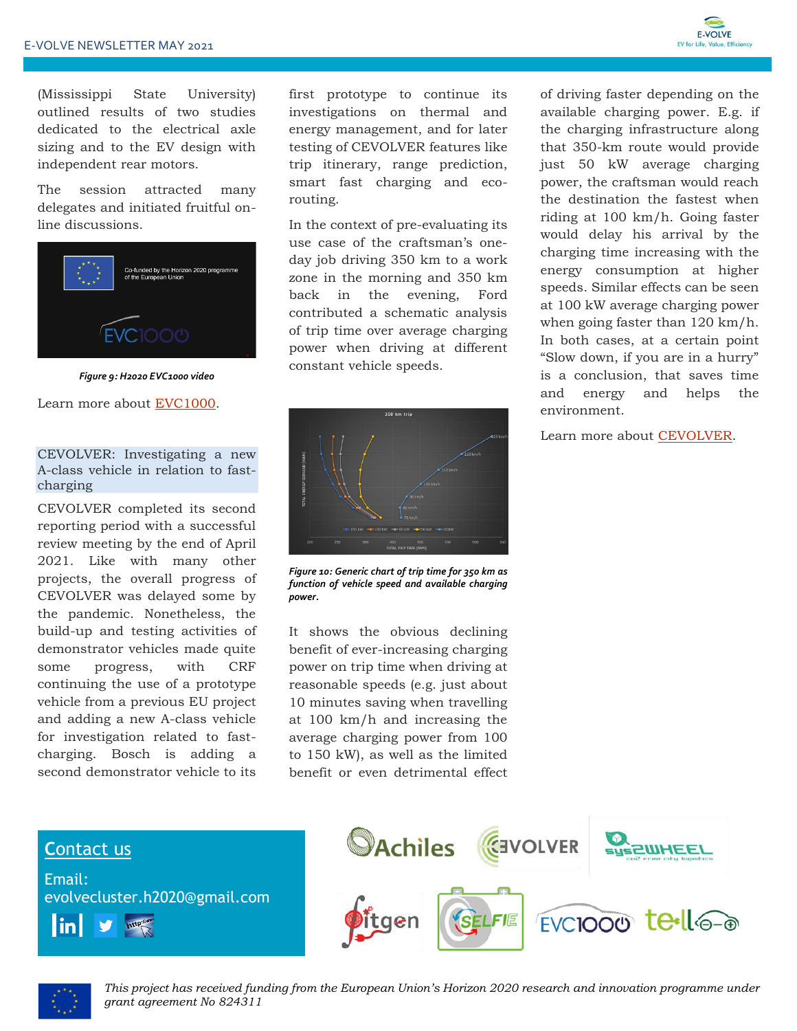(Mississippi State University) outlined results of two studies dedicated to the electrical axle sizing and to the EV design with independent rear motors.

The session attracted many delegates and initiated fruitful on-line discussions.

*Figure 9: H2020 EVC1000 video*

Learn more about EVC1000.

## CEVOLVER: Investigating a new A-class vehicle in relation to fast-charging

CEVOLVER completed its second reporting period with a successful review meeting by the end of April 2021. Like with many other projects, the overall progress of CEVOLVER was delayed some by the pandemic. Nonetheless, the build-up and testing activities of demonstrator vehicles made quite some progress, with CRF continuing the use of a prototype vehicle from a previous EU project and adding a new A-class vehicle for investigation related to fast-charging. Bosch is adding a second demonstrator vehicle to its first prototype to continue its investigations on thermal and energy management, and for later testing of CEVOLVER features like trip itinerary, range prediction, smart fast charging and eco-routing.

In the context of pre-evaluating its use case of the craftsman's one-day job driving 350 km to a work zone in the morning and 350 km back in the evening, Ford contributed a schematic analysis of trip time over average charging power when driving at different constant vehicle speeds.

350 km trip

*Figure 10: Generic chart of trip time for 350 km as function of vehicle speed and available charging power.*

It shows the obvious declining benefit of ever-increasing charging power on trip time when driving at reasonable speeds (e.g. just about 10 minutes saving when travelling at 100 km/h and increasing the average charging power from 100 to 150 kW), as well as the limited benefit or even detrimental effect of driving faster depending on the available charging power. E.g. if the charging infrastructure along that 350-km route would provide just 50 kW average charging power, the craftsman would reach the destination the fastest when riding at 100 km/h. Going faster would delay his arrival by the charging time increasing with the energy consumption at higher speeds. Similar effects can be seen at 100 kW average charging power when going faster than 120 km/h. In both cases, at a certain point "Slow down, if you are in a hurry" is a conclusion, that saves time and energy and helps the environment.

Learn more about CEVOLVER.

## Contact us

Email: evolvecluster.h2020@gmail.com

*This project has received funding from the European Union's Horizon 2020 research and innovation programme under grant agreement No 824311*